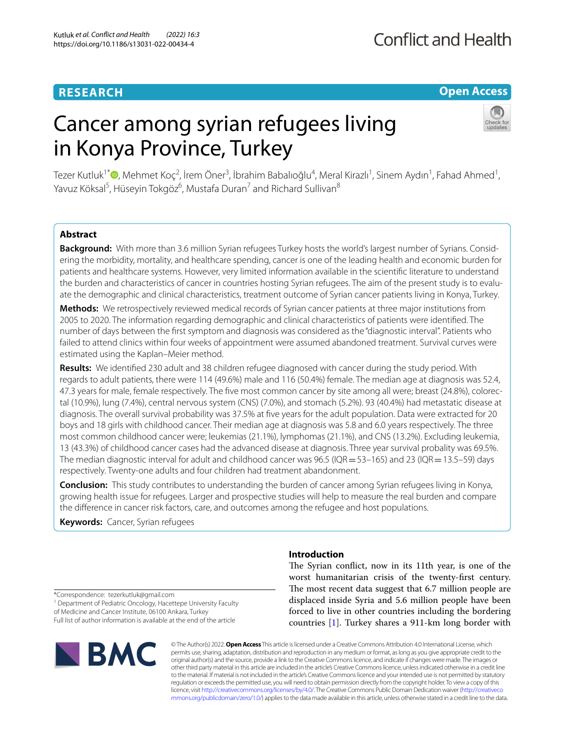RESEARCH

Open Access

# Cancer among syrian refugees living in Konya Province, Turkey

Tezer Kutluk[1*], Mehmet Koç[2], İrem Öner[3], İbrahim Babalıoğlu[4], Meral Kirazlı[1], Sinem Aydın[1], Fahad Ahmed[1], Yavuz Köksal[5], Hüseyin Tokgöz[6], Mustafa Duran[7] and Richard Sullivan[8]

## Abstract

**Background:** With more than 3.6 million Syrian refugees Turkey hosts the world's largest number of Syrians. Considering the morbidity, mortality, and healthcare spending, cancer is one of the leading health and economic burden for patients and healthcare systems. However, very limited information available in the scientific literature to understand the burden and characteristics of cancer in countries hosting Syrian refugees. The aim of the present study is to evaluate the demographic and clinical characteristics, treatment outcome of Syrian cancer patients living in Konya, Turkey.

**Methods:** We retrospectively reviewed medical records of Syrian cancer patients at three major institutions from 2005 to 2020. The information regarding demographic and clinical characteristics of patients were identified. The number of days between the first symptom and diagnosis was considered as the "diagnostic interval". Patients who failed to attend clinics within four weeks of appointment were assumed abandoned treatment. Survival curves were estimated using the Kaplan–Meier method.

**Results:** We identified 230 adult and 38 children refugee diagnosed with cancer during the study period. With regards to adult patients, there were 114 (49.6%) male and 116 (50.4%) female. The median age at diagnosis was 52.4, 47.3 years for male, female respectively. The five most common cancer by site among all were; breast (24.8%), colorectal (10.9%), lung (7.4%), central nervous system (CNS) (7.0%), and stomach (5.2%). 93 (40.4%) had metastatic disease at diagnosis. The overall survival probability was 37.5% at five years for the adult population. Data were extracted for 20 boys and 18 girls with childhood cancer. Their median age at diagnosis was 5.8 and 6.0 years respectively. The three most common childhood cancer were; leukemias (21.1%), lymphomas (21.1%), and CNS (13.2%). Excluding leukemia, 13 (43.3%) of childhood cancer cases had the advanced disease at diagnosis. Three year survival probality was 69.5%. The median diagnostic interval for adult and childhood cancer was 96.5 (IQR = 53–165) and 23 (IQR = 13.5–59) days respectively. Twenty-one adults and four children had treatment abandonment.

**Conclusion:** This study contributes to understanding the burden of cancer among Syrian refugees living in Konya, growing health issue for refugees. Larger and prospective studies will help to measure the real burden and compare the difference in cancer risk factors, care, and outcomes among the refugee and host populations.

**Keywords:** Cancer, Syrian refugees

*Correspondence: tezerkutluk@gmail.com
[1] Department of Pediatric Oncology, Hacettepe University Faculty of Medicine and Cancer Institute, 06100 Ankara, Turkey
Full list of author information is available at the end of the article

## Introduction

The Syrian conflict, now in its 11th year, is one of the worst humanitarian crisis of the twenty-first century. The most recent data suggest that 6.7 million people are displaced inside Syria and 5.6 million people have been forced to live in other countries including the bordering countries [1]. Turkey shares a 911-km long border with

© The Author(s) 2022. **Open Access** This article is licensed under a Creative Commons Attribution 4.0 International License, which permits use, sharing, adaptation, distribution and reproduction in any medium or format, as long as you give appropriate credit to the original author(s) and the source, provide a link to the Creative Commons licence, and indicate if changes were made. The images or other third party material in this article are included in the article's Creative Commons licence, unless indicated otherwise in a credit line to the material. If material is not included in the article's Creative Commons licence and your intended use is not permitted by statutory regulation or exceeds the permitted use, you will need to obtain permission directly from the copyright holder. To view a copy of this licence, visit http://creativecommons.org/licenses/by/4.0/. The Creative Commons Public Domain Dedication waiver (http://creativecommons.org/publicdomain/zero/1.0/) applies to the data made available in this article, unless otherwise stated in a credit line to the data.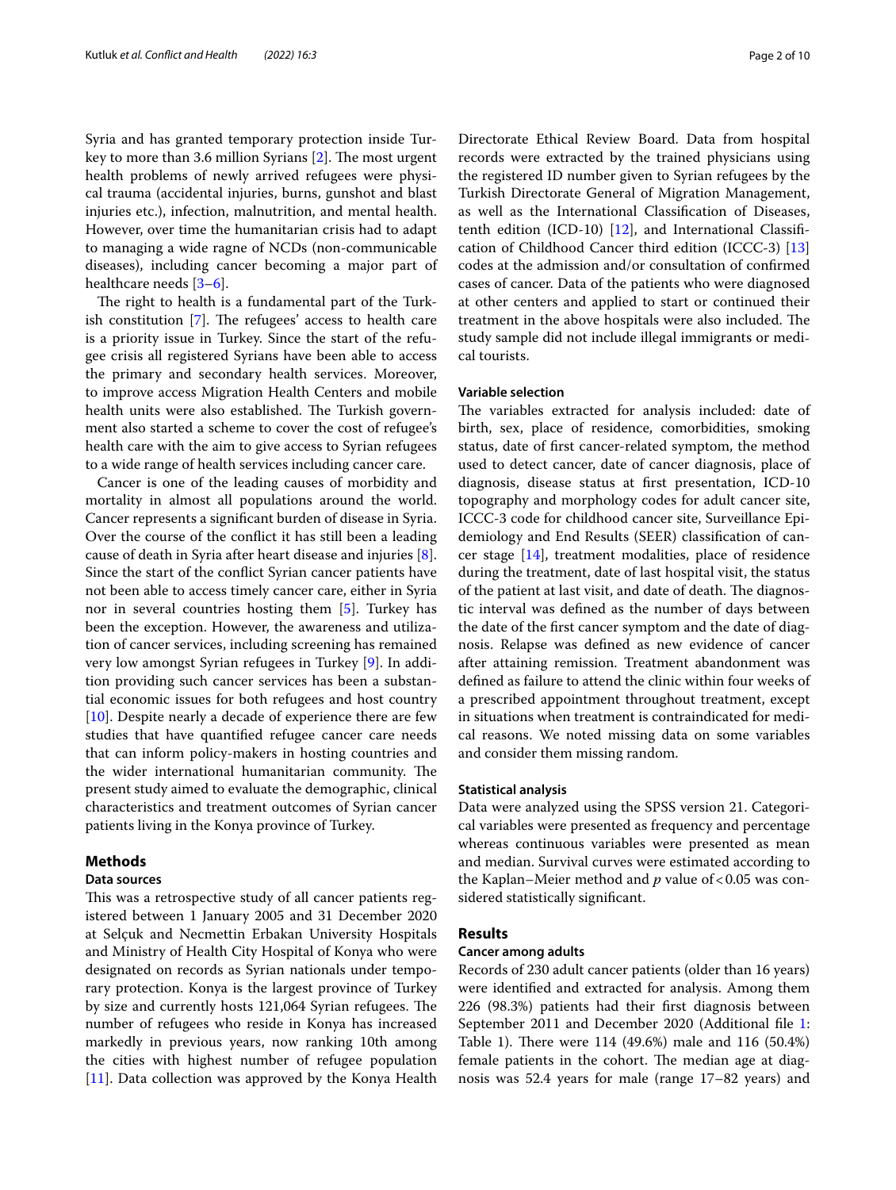Syria and has granted temporary protection inside Turkey to more than 3.6 million Syrians [2]. The most urgent health problems of newly arrived refugees were physical trauma (accidental injuries, burns, gunshot and blast injuries etc.), infection, malnutrition, and mental health. However, over time the humanitarian crisis had to adapt to managing a wide ragne of NCDs (non-communicable diseases), including cancer becoming a major part of healthcare needs [3–6].

The right to health is a fundamental part of the Turkish constitution [7]. The refugees' access to health care is a priority issue in Turkey. Since the start of the refugee crisis all registered Syrians have been able to access the primary and secondary health services. Moreover, to improve access Migration Health Centers and mobile health units were also established. The Turkish government also started a scheme to cover the cost of refugee's health care with the aim to give access to Syrian refugees to a wide range of health services including cancer care.

Cancer is one of the leading causes of morbidity and mortality in almost all populations around the world. Cancer represents a significant burden of disease in Syria. Over the course of the conflict it has still been a leading cause of death in Syria after heart disease and injuries [8]. Since the start of the conflict Syrian cancer patients have not been able to access timely cancer care, either in Syria nor in several countries hosting them [5]. Turkey has been the exception. However, the awareness and utilization of cancer services, including screening has remained very low amongst Syrian refugees in Turkey [9]. In addition providing such cancer services has been a substantial economic issues for both refugees and host country [10]. Despite nearly a decade of experience there are few studies that have quantified refugee cancer care needs that can inform policy-makers in hosting countries and the wider international humanitarian community. The present study aimed to evaluate the demographic, clinical characteristics and treatment outcomes of Syrian cancer patients living in the Konya province of Turkey.

## Methods

### Data sources

This was a retrospective study of all cancer patients registered between 1 January 2005 and 31 December 2020 at Selçuk and Necmettin Erbakan University Hospitals and Ministry of Health City Hospital of Konya who were designated on records as Syrian nationals under temporary protection. Konya is the largest province of Turkey by size and currently hosts 121,064 Syrian refugees. The number of refugees who reside in Konya has increased markedly in previous years, now ranking 10th among the cities with highest number of refugee population [11]. Data collection was approved by the Konya Health Directorate Ethical Review Board. Data from hospital records were extracted by the trained physicians using the registered ID number given to Syrian refugees by the Turkish Directorate General of Migration Management, as well as the International Classification of Diseases, tenth edition (ICD-10) [12], and International Classification of Childhood Cancer third edition (ICCC-3) [13] codes at the admission and/or consultation of confirmed cases of cancer. Data of the patients who were diagnosed at other centers and applied to start or continued their treatment in the above hospitals were also included. The study sample did not include illegal immigrants or medical tourists.

### Variable selection

The variables extracted for analysis included: date of birth, sex, place of residence, comorbidities, smoking status, date of first cancer-related symptom, the method used to detect cancer, date of cancer diagnosis, place of diagnosis, disease status at first presentation, ICD-10 topography and morphology codes for adult cancer site, ICCC-3 code for childhood cancer site, Surveillance Epidemiology and End Results (SEER) classification of cancer stage [14], treatment modalities, place of residence during the treatment, date of last hospital visit, the status of the patient at last visit, and date of death. The diagnostic interval was defined as the number of days between the date of the first cancer symptom and the date of diagnosis. Relapse was defined as new evidence of cancer after attaining remission. Treatment abandonment was defined as failure to attend the clinic within four weeks of a prescribed appointment throughout treatment, except in situations when treatment is contraindicated for medical reasons. We noted missing data on some variables and consider them missing random.

### Statistical analysis

Data were analyzed using the SPSS version 21. Categorical variables were presented as frequency and percentage whereas continuous variables were presented as mean and median. Survival curves were estimated according to the Kaplan–Meier method and *p* value of $<0.05$ was considered statistically significant.

## Results

### Cancer among adults

Records of 230 adult cancer patients (older than 16 years) were identified and extracted for analysis. Among them 226 (98.3%) patients had their first diagnosis between September 2011 and December 2020 (Additional file 1: Table 1). There were 114 (49.6%) male and 116 (50.4%) female patients in the cohort. The median age at diagnosis was 52.4 years for male (range 17–82 years) and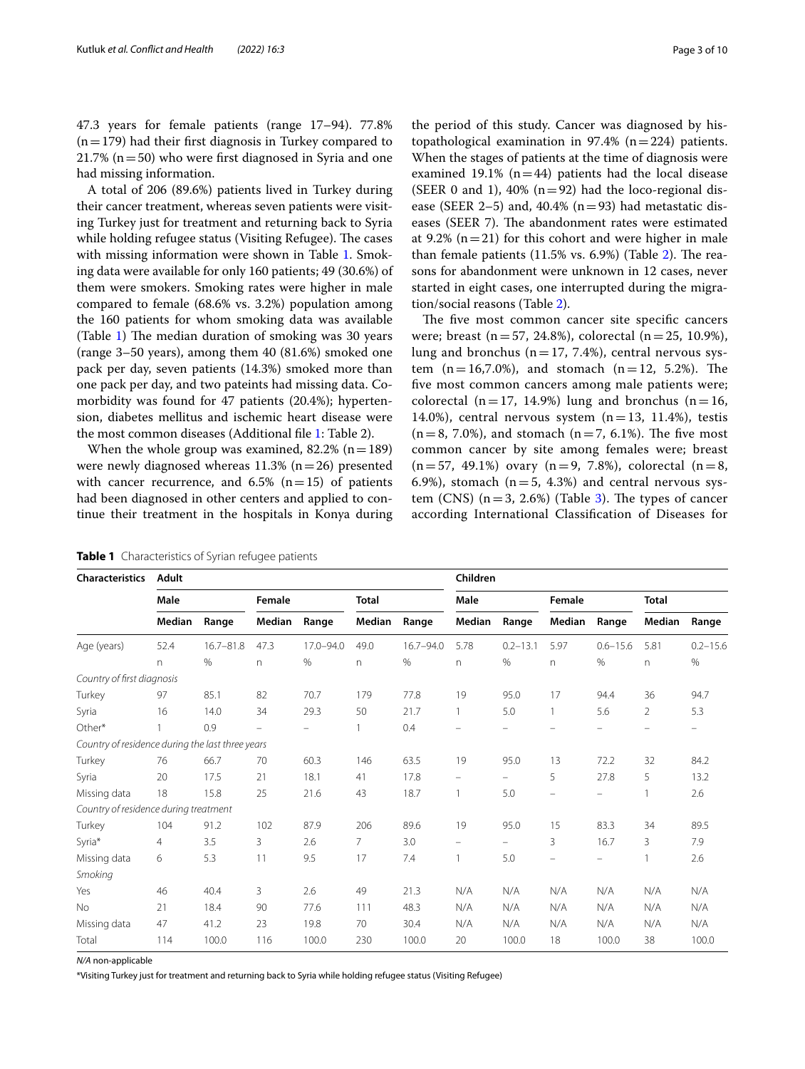47.3 years for female patients (range 17–94). 77.8% (n = 179) had their first diagnosis in Turkey compared to 21.7% (n = 50) who were first diagnosed in Syria and one had missing information.

A total of 206 (89.6%) patients lived in Turkey during their cancer treatment, whereas seven patients were visiting Turkey just for treatment and returning back to Syria while holding refugee status (Visiting Refugee). The cases with missing information were shown in Table 1. Smoking data were available for only 160 patients; 49 (30.6%) of them were smokers. Smoking rates were higher in male compared to female (68.6% vs. 3.2%) population among the 160 patients for whom smoking data was available (Table 1) The median duration of smoking was 30 years (range 3–50 years), among them 40 (81.6%) smoked one pack per day, seven patients (14.3%) smoked more than one pack per day, and two pateints had missing data. Comorbidity was found for 47 patients (20.4%); hypertension, diabetes mellitus and ischemic heart disease were the most common diseases (Additional file 1: Table 2).

When the whole group was examined, 82.2% (n = 189) were newly diagnosed whereas 11.3% (n = 26) presented with cancer recurrence, and 6.5% (n = 15) of patients had been diagnosed in other centers and applied to continue their treatment in the hospitals in Konya during the period of this study. Cancer was diagnosed by histopathological examination in 97.4% (n = 224) patients. When the stages of patients at the time of diagnosis were examined 19.1% (n = 44) patients had the local disease (SEER 0 and 1), 40% (n = 92) had the loco-regional disease (SEER 2–5) and, 40.4% (n = 93) had metastatic diseases (SEER 7). The abandonment rates were estimated at 9.2% (n = 21) for this cohort and were higher in male than female patients (11.5% vs. 6.9%) (Table 2). The reasons for abandonment were unknown in 12 cases, never started in eight cases, one interrupted during the migration/social reasons (Table 2).

The five most common cancer site specific cancers were; breast (n = 57, 24.8%), colorectal (n = 25, 10.9%), lung and bronchus (n = 17, 7.4%), central nervous system (n = 16,7.0%), and stomach (n = 12, 5.2%). The five most common cancers among male patients were; colorectal (n = 17, 14.9%) lung and bronchus (n = 16, 14.0%), central nervous system (n = 13, 11.4%), testis (n = 8, 7.0%), and stomach (n = 7, 6.1%). The five most common cancer by site among females were; breast (n = 57, 49.1%) ovary (n = 9, 7.8%), colorectal (n = 8, 6.9%), stomach (n = 5, 4.3%) and central nervous system (CNS) (n = 3, 2.6%) (Table 3). The types of cancer according International Classification of Diseases for

**Table 1** Characteristics of Syrian refugee patients

| Characteristics | Adult | | | | | | Children | | | | | |
|---|---|---|---|---|---|---|---|---|---|---|---|---|
| | Male | | Female | | Total | | Male | | Female | | Total | |
| | Median | Range | Median | Range | Median | Range | Median | Range | Median | Range | Median | Range |
| Age (years) | 52.4 | 16.7–81.8 | 47.3 | 17.0–94.0 | 49.0 | 16.7–94.0 | 5.78 | 0.2–13.1 | 5.97 | 0.6–15.6 | 5.81 | 0.2–15.6 |
| | n | % | n | % | n | % | n | % | n | % | n | % |
| *Country of first diagnosis* | | | | | | | | | | | | |
| Turkey | 97 | 85.1 | 82 | 70.7 | 179 | 77.8 | 19 | 95.0 | 17 | 94.4 | 36 | 94.7 |
| Syria | 16 | 14.0 | 34 | 29.3 | 50 | 21.7 | 1 | 5.0 | 1 | 5.6 | 2 | 5.3 |
| Other* | 1 | 0.9 | – | – | 1 | 0.4 | – | – | – | – | – | – |
| *Country of residence during the last three years* | | | | | | | | | | | | |
| Turkey | 76 | 66.7 | 70 | 60.3 | 146 | 63.5 | 19 | 95.0 | 13 | 72.2 | 32 | 84.2 |
| Syria | 20 | 17.5 | 21 | 18.1 | 41 | 17.8 | – | – | 5 | 27.8 | 5 | 13.2 |
| Missing data | 18 | 15.8 | 25 | 21.6 | 43 | 18.7 | 1 | 5.0 | – | – | 1 | 2.6 |
| *Country of residence during treatment* | | | | | | | | | | | | |
| Turkey | 104 | 91.2 | 102 | 87.9 | 206 | 89.6 | 19 | 95.0 | 15 | 83.3 | 34 | 89.5 |
| Syria* | 4 | 3.5 | 3 | 2.6 | 7 | 3.0 | – | – | 3 | 16.7 | 3 | 7.9 |
| Missing data | 6 | 5.3 | 11 | 9.5 | 17 | 7.4 | 1 | 5.0 | – | – | 1 | 2.6 |
| *Smoking* | | | | | | | | | | | | |
| Yes | 46 | 40.4 | 3 | 2.6 | 49 | 21.3 | N/A | N/A | N/A | N/A | N/A | N/A |
| No | 21 | 18.4 | 90 | 77.6 | 111 | 48.3 | N/A | N/A | N/A | N/A | N/A | N/A |
| Missing data | 47 | 41.2 | 23 | 19.8 | 70 | 30.4 | N/A | N/A | N/A | N/A | N/A | N/A |
| Total | 114 | 100.0 | 116 | 100.0 | 230 | 100.0 | 20 | 100.0 | 18 | 100.0 | 38 | 100.0 |

*N/A* non-applicable

*Visiting Turkey just for treatment and returning back to Syria while holding refugee status (Visiting Refugee)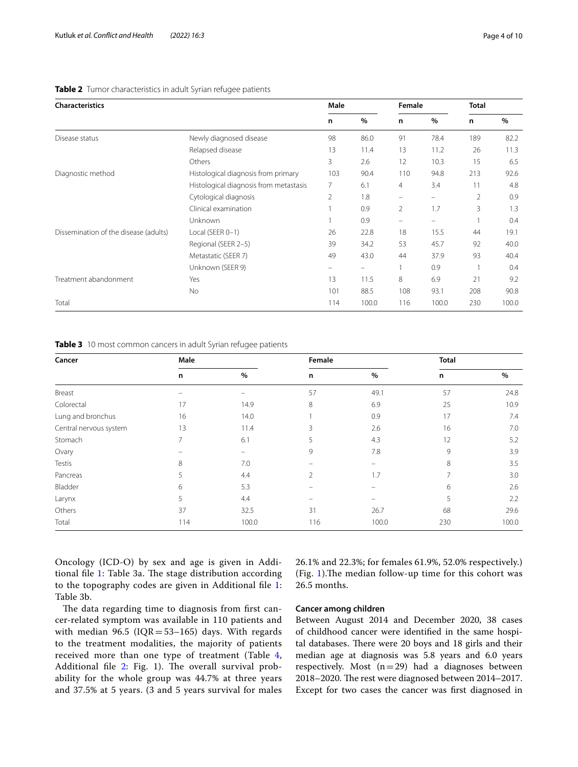**Table 2** Tumor characteristics in adult Syrian refugee patients

| Characteristics | | Male | | Female | | Total | |
|---|---|---|---|---|---|---|---|
| | | n | % | n | % | n | % |
| Disease status | Newly diagnosed disease | 98 | 86.0 | 91 | 78.4 | 189 | 82.2 |
| | Relapsed disease | 13 | 11.4 | 13 | 11.2 | 26 | 11.3 |
| | Others | 3 | 2.6 | 12 | 10.3 | 15 | 6.5 |
| Diagnostic method | Histological diagnosis from primary | 103 | 90.4 | 110 | 94.8 | 213 | 92.6 |
| | Histological diagnosis from metastasis | 7 | 6.1 | 4 | 3.4 | 11 | 4.8 |
| | Cytological diagnosis | 2 | 1.8 | – | – | 2 | 0.9 |
| | Clinical examination | 1 | 0.9 | 2 | 1.7 | 3 | 1.3 |
| | Unknown | 1 | 0.9 | – | – | 1 | 0.4 |
| Dissemination of the disease (adults) | Local (SEER 0–1) | 26 | 22.8 | 18 | 15.5 | 44 | 19.1 |
| | Regional (SEER 2–5) | 39 | 34.2 | 53 | 45.7 | 92 | 40.0 |
| | Metastatic (SEER 7) | 49 | 43.0 | 44 | 37.9 | 93 | 40.4 |
| | Unknown (SEER 9) | – | – | 1 | 0.9 | 1 | 0.4 |
| Treatment abandonment | Yes | 13 | 11.5 | 8 | 6.9 | 21 | 9.2 |
| | No | 101 | 88.5 | 108 | 93.1 | 208 | 90.8 |
| Total | | 114 | 100.0 | 116 | 100.0 | 230 | 100.0 |

**Table 3** 10 most common cancers in adult Syrian refugee patients

| Cancer | Male | | Female | | Total | |
|---|---|---|---|---|---|---|
| | n | % | n | % | n | % |
| Breast | – | – | 57 | 49.1 | 57 | 24.8 |
| Colorectal | 17 | 14.9 | 8 | 6.9 | 25 | 10.9 |
| Lung and bronchus | 16 | 14.0 | 1 | 0.9 | 17 | 7.4 |
| Central nervous system | 13 | 11.4 | 3 | 2.6 | 16 | 7.0 |
| Stomach | 7 | 6.1 | 5 | 4.3 | 12 | 5.2 |
| Ovary | – | – | 9 | 7.8 | 9 | 3.9 |
| Testis | 8 | 7.0 | – | – | 8 | 3.5 |
| Pancreas | 5 | 4.4 | 2 | 1.7 | 7 | 3.0 |
| Bladder | 6 | 5.3 | – | – | 6 | 2.6 |
| Larynx | 5 | 4.4 | – | – | 5 | 2.2 |
| Others | 37 | 32.5 | 31 | 26.7 | 68 | 29.6 |
| Total | 114 | 100.0 | 116 | 100.0 | 230 | 100.0 |

Oncology (ICD-O) by sex and age is given in Additional file 1: Table 3a. The stage distribution according to the topography codes are given in Additional file 1: Table 3b.

The data regarding time to diagnosis from first cancer-related symptom was available in 110 patients and with median 96.5 (IQR = 53–165) days. With regards to the treatment modalities, the majority of patients received more than one type of treatment (Table 4, Additional file 2: Fig. 1). The overall survival probability for the whole group was 44.7% at three years and 37.5% at 5 years. (3 and 5 years survival for males 26.1% and 22.3%; for females 61.9%, 52.0% respectively.) (Fig. 1).The median follow-up time for this cohort was 26.5 months.

### Cancer among children

Between August 2014 and December 2020, 38 cases of childhood cancer were identified in the same hospital databases. There were 20 boys and 18 girls and their median age at diagnosis was 5.8 years and 6.0 years respectively. Most (n = 29) had a diagnoses between 2018–2020. The rest were diagnosed between 2014–2017. Except for two cases the cancer was first diagnosed in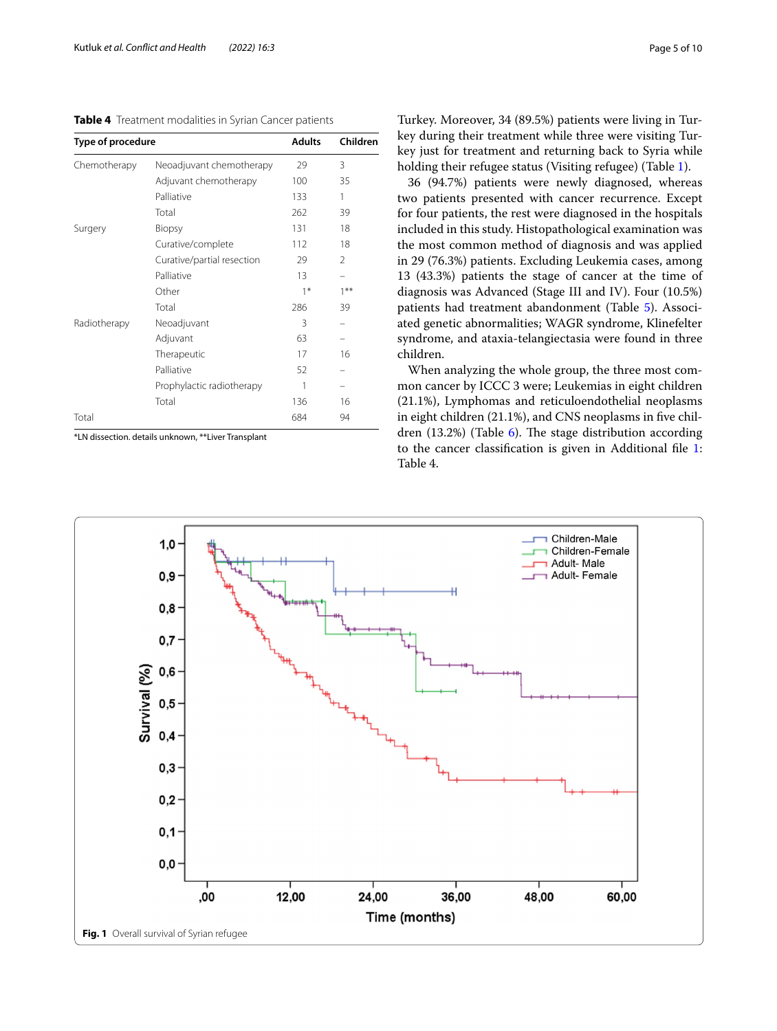**Table 4** Treatment modalities in Syrian Cancer patients

| Type of procedure | | Adults | Children |
|---|---|---|---|
| Chemotherapy | Neoadjuvant chemotherapy | 29 | 3 |
| | Adjuvant chemotherapy | 100 | 35 |
| | Palliative | 133 | 1 |
| | Total | 262 | 39 |
| Surgery | Biopsy | 131 | 18 |
| | Curative/complete | 112 | 18 |
| | Curative/partial resection | 29 | 2 |
| | Palliative | 13 | – |
| | Other | 1* | 1** |
| | Total | 286 | 39 |
| Radiotherapy | Neoadjuvant | 3 | – |
| | Adjuvant | 63 | – |
| | Therapeutic | 17 | 16 |
| | Palliative | 52 | – |
| | Prophylactic radiotherapy | 1 | – |
| | Total | 136 | 16 |
| Total | | 684 | 94 |

*LN dissection. details unknown, **Liver Transplant

Turkey. Moreover, 34 (89.5%) patients were living in Turkey during their treatment while three were visiting Turkey just for treatment and returning back to Syria while holding their refugee status (Visiting refugee) (Table 1).

36 (94.7%) patients were newly diagnosed, whereas two patients presented with cancer recurrence. Except for four patients, the rest were diagnosed in the hospitals included in this study. Histopathological examination was the most common method of diagnosis and was applied in 29 (76.3%) patients. Excluding Leukemia cases, among 13 (43.3%) patients the stage of cancer at the time of diagnosis was Advanced (Stage III and IV). Four (10.5%) patients had treatment abandonment (Table 5). Associated genetic abnormalities; WAGR syndrome, Klinefelter syndrome, and ataxia-telangiectasia were found in three children.

When analyzing the whole group, the three most common cancer by ICCC 3 were; Leukemias in eight children (21.1%), Lymphomas and reticuloendothelial neoplasms in eight children (21.1%), and CNS neoplasms in five children (13.2%) (Table 6). The stage distribution according to the cancer classification is given in Additional file 1: Table 4.

Children-Male
Children-Female
Adult- Male
Adult- Female

Survival (%)
1,0
0,9
0,8
0,7
0,6
0,5
0,4
0,3
0,2
0,1
0,0

Time (months)
,00
12,00
24,00
36,00
48,00
60,00

**Fig. 1** Overall survival of Syrian refugee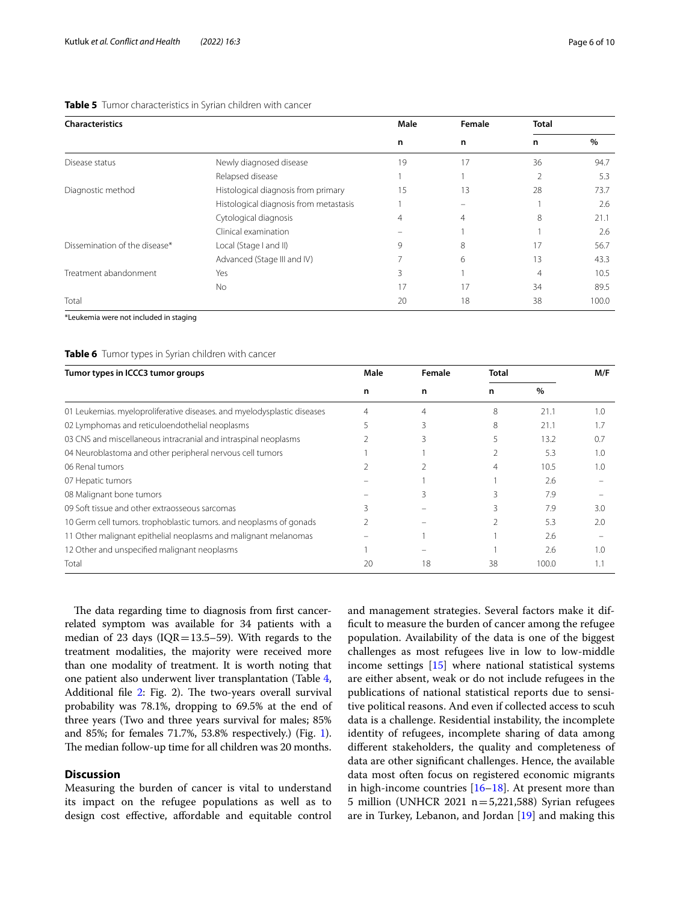**Table 5** Tumor characteristics in Syrian children with cancer

| Characteristics | | Male | Female | Total | |
|---|---|---|---|---|---|
| | | n | n | n | % |
| Disease status | Newly diagnosed disease | 19 | 17 | 36 | 94.7 |
| | Relapsed disease | 1 | 1 | 2 | 5.3 |
| Diagnostic method | Histological diagnosis from primary | 15 | 13 | 28 | 73.7 |
| | Histological diagnosis from metastasis | 1 | – | 1 | 2.6 |
| | Cytological diagnosis | 4 | 4 | 8 | 21.1 |
| | Clinical examination | – | 1 | 1 | 2.6 |
| Dissemination of the disease* | Local (Stage I and II) | 9 | 8 | 17 | 56.7 |
| | Advanced (Stage III and IV) | 7 | 6 | 13 | 43.3 |
| Treatment abandonment | Yes | 3 | 1 | 4 | 10.5 |
| | No | 17 | 17 | 34 | 89.5 |
| Total | | 20 | 18 | 38 | 100.0 |

*Leukemia were not included in staging

**Table 6** Tumor types in Syrian children with cancer

| Tumor types in ICCC3 tumor groups | Male | Female | Total | | M/F |
|---|---|---|---|---|---|
| | n | n | n | % | |
| 01 Leukemias. myeloproliferative diseases. and myelodysplastic diseases | 4 | 4 | 8 | 21.1 | 1.0 |
| 02 Lymphomas and reticuloendothelial neoplasms | 5 | 3 | 8 | 21.1 | 1.7 |
| 03 CNS and miscellaneous intracranial and intraspinal neoplasms | 2 | 3 | 5 | 13.2 | 0.7 |
| 04 Neuroblastoma and other peripheral nervous cell tumors | 1 | 1 | 2 | 5.3 | 1.0 |
| 06 Renal tumors | 2 | 2 | 4 | 10.5 | 1.0 |
| 07 Hepatic tumors | – | 1 | 1 | 2.6 | – |
| 08 Malignant bone tumors | – | 3 | 3 | 7.9 | – |
| 09 Soft tissue and other extraosseous sarcomas | 3 | – | 3 | 7.9 | 3.0 |
| 10 Germ cell tumors. trophoblastic tumors. and neoplasms of gonads | 2 | – | 2 | 5.3 | 2.0 |
| 11 Other malignant epithelial neoplasms and malignant melanomas | – | 1 | 1 | 2.6 | – |
| 12 Other and unspecified malignant neoplasms | 1 | – | 1 | 2.6 | 1.0 |
| Total | 20 | 18 | 38 | 100.0 | 1.1 |

The data regarding time to diagnosis from first cancer-related symptom was available for 34 patients with a median of 23 days (IQR = 13.5–59). With regards to the treatment modalities, the majority were received more than one modality of treatment. It is worth noting that one patient also underwent liver transplantation (Table 4, Additional file 2: Fig. 2). The two-years overall survival probability was 78.1%, dropping to 69.5% at the end of three years (Two and three years survival for males; 85% and 85%; for females 71.7%, 53.8% respectively.) (Fig. 1). The median follow-up time for all children was 20 months.

## Discussion

Measuring the burden of cancer is vital to understand its impact on the refugee populations as well as to design cost effective, affordable and equitable control and management strategies. Several factors make it difficult to measure the burden of cancer among the refugee population. Availability of the data is one of the biggest challenges as most refugees live in low to low-middle income settings [15] where national statistical systems are either absent, weak or do not include refugees in the publications of national statistical reports due to sensitive political reasons. And even if collected access to scuh data is a challenge. Residential instability, the incomplete identity of refugees, incomplete sharing of data among different stakeholders, the quality and completeness of data are other significant challenges. Hence, the available data most often focus on registered economic migrants in high-income countries [16–18]. At present more than 5 million (UNHCR 2021 n = 5,221,588) Syrian refugees are in Turkey, Lebanon, and Jordan [19] and making this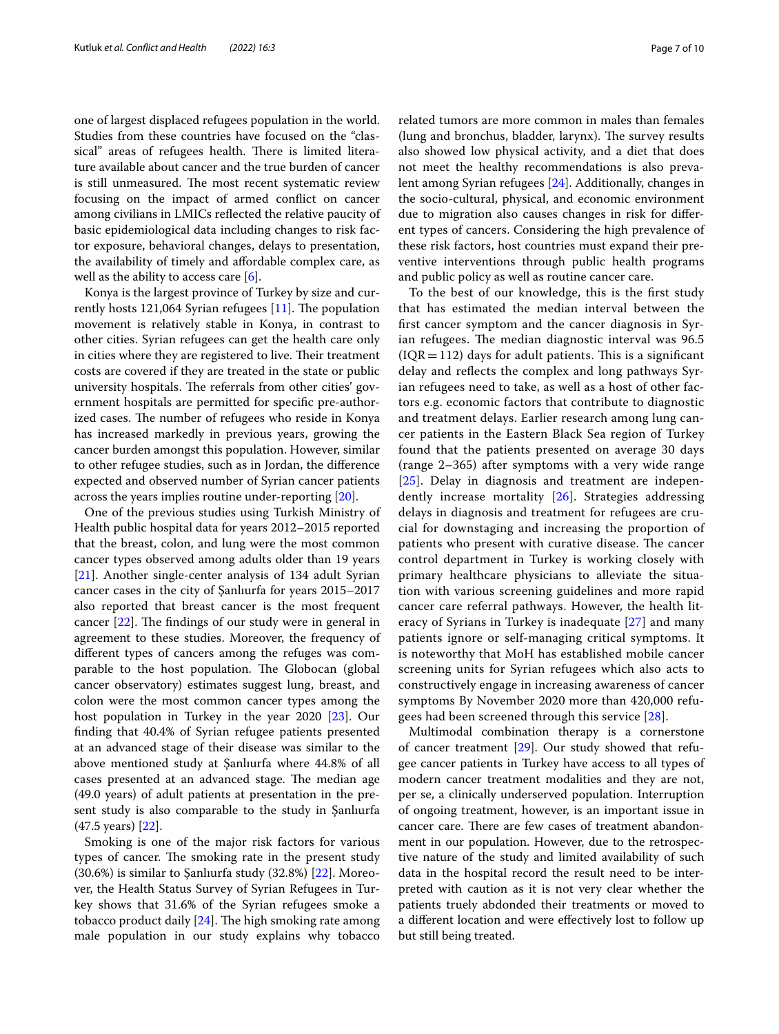one of largest displaced refugees population in the world. Studies from these countries have focused on the "classical" areas of refugees health. There is limited literature available about cancer and the true burden of cancer is still unmeasured. The most recent systematic review focusing on the impact of armed conflict on cancer among civilians in LMICs reflected the relative paucity of basic epidemiological data including changes to risk factor exposure, behavioral changes, delays to presentation, the availability of timely and affordable complex care, as well as the ability to access care [6].

Konya is the largest province of Turkey by size and currently hosts 121,064 Syrian refugees [11]. The population movement is relatively stable in Konya, in contrast to other cities. Syrian refugees can get the health care only in cities where they are registered to live. Their treatment costs are covered if they are treated in the state or public university hospitals. The referrals from other cities' government hospitals are permitted for specific pre-authorized cases. The number of refugees who reside in Konya has increased markedly in previous years, growing the cancer burden amongst this population. However, similar to other refugee studies, such as in Jordan, the difference expected and observed number of Syrian cancer patients across the years implies routine under-reporting [20].

One of the previous studies using Turkish Ministry of Health public hospital data for years 2012–2015 reported that the breast, colon, and lung were the most common cancer types observed among adults older than 19 years [21]. Another single-center analysis of 134 adult Syrian cancer cases in the city of Şanlıurfa for years 2015–2017 also reported that breast cancer is the most frequent cancer [22]. The findings of our study were in general in agreement to these studies. Moreover, the frequency of different types of cancers among the refuges was comparable to the host population. The Globocan (global cancer observatory) estimates suggest lung, breast, and colon were the most common cancer types among the host population in Turkey in the year 2020 [23]. Our finding that 40.4% of Syrian refugee patients presented at an advanced stage of their disease was similar to the above mentioned study at Şanlıurfa where 44.8% of all cases presented at an advanced stage. The median age (49.0 years) of adult patients at presentation in the present study is also comparable to the study in Şanlıurfa (47.5 years) [22].

Smoking is one of the major risk factors for various types of cancer. The smoking rate in the present study (30.6%) is similar to Şanlıurfa study (32.8%) [22]. Moreover, the Health Status Survey of Syrian Refugees in Turkey shows that 31.6% of the Syrian refugees smoke a tobacco product daily [24]. The high smoking rate among male population in our study explains why tobacco related tumors are more common in males than females (lung and bronchus, bladder, larynx). The survey results also showed low physical activity, and a diet that does not meet the healthy recommendations is also prevalent among Syrian refugees [24]. Additionally, changes in the socio-cultural, physical, and economic environment due to migration also causes changes in risk for different types of cancers. Considering the high prevalence of these risk factors, host countries must expand their preventive interventions through public health programs and public policy as well as routine cancer care.

To the best of our knowledge, this is the first study that has estimated the median interval between the first cancer symptom and the cancer diagnosis in Syrian refugees. The median diagnostic interval was 96.5 (IQR = 112) days for adult patients. This is a significant delay and reflects the complex and long pathways Syrian refugees need to take, as well as a host of other factors e.g. economic factors that contribute to diagnostic and treatment delays. Earlier research among lung cancer patients in the Eastern Black Sea region of Turkey found that the patients presented on average 30 days (range 2–365) after symptoms with a very wide range [25]. Delay in diagnosis and treatment are independently increase mortality [26]. Strategies addressing delays in diagnosis and treatment for refugees are crucial for downstaging and increasing the proportion of patients who present with curative disease. The cancer control department in Turkey is working closely with primary healthcare physicians to alleviate the situation with various screening guidelines and more rapid cancer care referral pathways. However, the health literacy of Syrians in Turkey is inadequate [27] and many patients ignore or self-managing critical symptoms. It is noteworthy that MoH has established mobile cancer screening units for Syrian refugees which also acts to constructively engage in increasing awareness of cancer symptoms By November 2020 more than 420,000 refugees had been screened through this service [28].

Multimodal combination therapy is a cornerstone of cancer treatment [29]. Our study showed that refugee cancer patients in Turkey have access to all types of modern cancer treatment modalities and they are not, per se, a clinically underserved population. Interruption of ongoing treatment, however, is an important issue in cancer care. There are few cases of treatment abandonment in our population. However, due to the retrospective nature of the study and limited availability of such data in the hospital record the result need to be interpreted with caution as it is not very clear whether the patients truely abdonded their treatments or moved to a different location and were effectively lost to follow up but still being treated.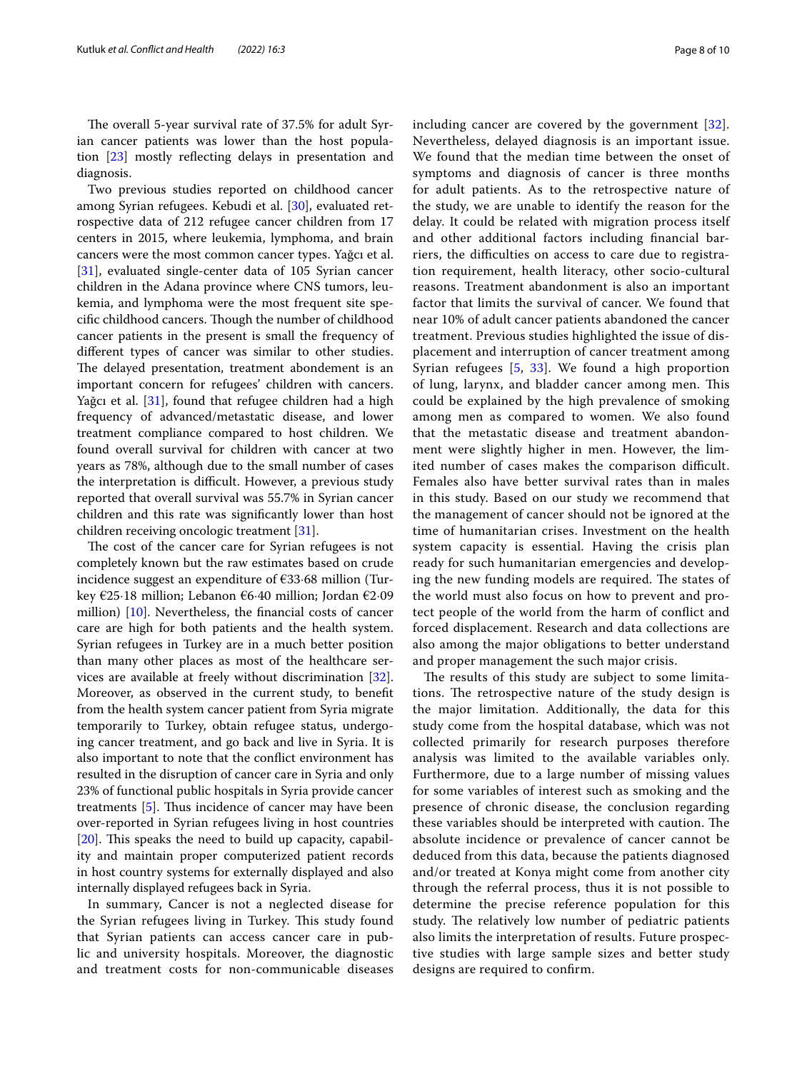The overall 5-year survival rate of 37.5% for adult Syrian cancer patients was lower than the host population [23] mostly reflecting delays in presentation and diagnosis.

Two previous studies reported on childhood cancer among Syrian refugees. Kebudi et al. [30], evaluated retrospective data of 212 refugee cancer children from 17 centers in 2015, where leukemia, lymphoma, and brain cancers were the most common cancer types. Yağcı et al. [31], evaluated single-center data of 105 Syrian cancer children in the Adana province where CNS tumors, leukemia, and lymphoma were the most frequent site specific childhood cancers. Though the number of childhood cancer patients in the present is small the frequency of different types of cancer was similar to other studies. The delayed presentation, treatment abondement is an important concern for refugees' children with cancers. Yağcı et al. [31], found that refugee children had a high frequency of advanced/metastatic disease, and lower treatment compliance compared to host children. We found overall survival for children with cancer at two years as 78%, although due to the small number of cases the interpretation is difficult. However, a previous study reported that overall survival was 55.7% in Syrian cancer children and this rate was significantly lower than host children receiving oncologic treatment [31].

The cost of the cancer care for Syrian refugees is not completely known but the raw estimates based on crude incidence suggest an expenditure of €33·68 million (Turkey €25·18 million; Lebanon €6·40 million; Jordan €2·09 million) [10]. Nevertheless, the financial costs of cancer care are high for both patients and the health system. Syrian refugees in Turkey are in a much better position than many other places as most of the healthcare services are available at freely without discrimination [32]. Moreover, as observed in the current study, to benefit from the health system cancer patient from Syria migrate temporarily to Turkey, obtain refugee status, undergoing cancer treatment, and go back and live in Syria. It is also important to note that the conflict environment has resulted in the disruption of cancer care in Syria and only 23% of functional public hospitals in Syria provide cancer treatments [5]. Thus incidence of cancer may have been over-reported in Syrian refugees living in host countries [20]. This speaks the need to build up capacity, capability and maintain proper computerized patient records in host country systems for externally displayed and also internally displayed refugees back in Syria.

In summary, Cancer is not a neglected disease for the Syrian refugees living in Turkey. This study found that Syrian patients can access cancer care in public and university hospitals. Moreover, the diagnostic and treatment costs for non-communicable diseases including cancer are covered by the government [32]. Nevertheless, delayed diagnosis is an important issue. We found that the median time between the onset of symptoms and diagnosis of cancer is three months for adult patients. As to the retrospective nature of the study, we are unable to identify the reason for the delay. It could be related with migration process itself and other additional factors including financial barriers, the difficulties on access to care due to registration requirement, health literacy, other socio-cultural reasons. Treatment abandonment is also an important factor that limits the survival of cancer. We found that near 10% of adult cancer patients abandoned the cancer treatment. Previous studies highlighted the issue of displacement and interruption of cancer treatment among Syrian refugees [5, 33]. We found a high proportion of lung, larynx, and bladder cancer among men. This could be explained by the high prevalence of smoking among men as compared to women. We also found that the metastatic disease and treatment abandonment were slightly higher in men. However, the limited number of cases makes the comparison difficult. Females also have better survival rates than in males in this study. Based on our study we recommend that the management of cancer should not be ignored at the time of humanitarian crises. Investment on the health system capacity is essential. Having the crisis plan ready for such humanitarian emergencies and developing the new funding models are required. The states of the world must also focus on how to prevent and protect people of the world from the harm of conflict and forced displacement. Research and data collections are also among the major obligations to better understand and proper management the such major crisis.

The results of this study are subject to some limitations. The retrospective nature of the study design is the major limitation. Additionally, the data for this study come from the hospital database, which was not collected primarily for research purposes therefore analysis was limited to the available variables only. Furthermore, due to a large number of missing values for some variables of interest such as smoking and the presence of chronic disease, the conclusion regarding these variables should be interpreted with caution. The absolute incidence or prevalence of cancer cannot be deduced from this data, because the patients diagnosed and/or treated at Konya might come from another city through the referral process, thus it is not possible to determine the precise reference population for this study. The relatively low number of pediatric patients also limits the interpretation of results. Future prospective studies with large sample sizes and better study designs are required to confirm.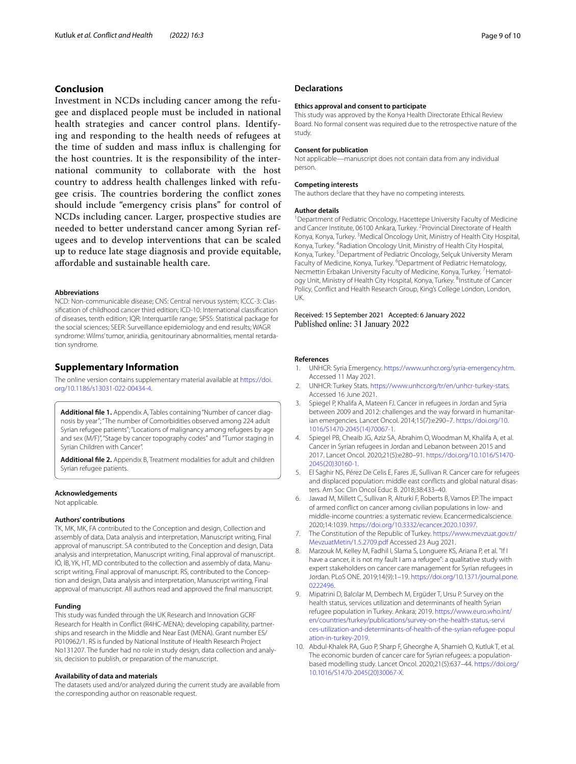## Conclusion

Investment in NCDs including cancer among the refugee and displaced people must be included in national health strategies and cancer control plans. Identifying and responding to the health needs of refugees at the time of sudden and mass influx is challenging for the host countries. It is the responsibility of the international community to collaborate with the host country to address health challenges linked with refugee crisis. The countries bordering the conflict zones should include "emergency crisis plans" for control of NCDs including cancer. Larger, prospective studies are needed to better understand cancer among Syrian refugees and to develop interventions that can be scaled up to reduce late stage diagnosis and provide equitable, affordable and sustainable health care.

#### Abbreviations

NCD: Non-communicable disease; CNS: Central nervous system; ICCC-3: Classification of childhood cancer third edition; ICD-10: International classification of diseases, tenth edition; IQR: Interquartile range; SPSS: Statistical package for the social sciences; SEER: Surveillance epidemiology and end results; WAGR syndrome: Wilms' tumor, aniridia, genitourinary abnormalities, mental retardation syndrome.

## Supplementary Information

The online version contains supplementary material available at https://doi.org/10.1186/s13031-022-00434-4.

**Additional file 1.** Appendix A, Tables containing "Number of cancer diagnosis by year"; "The number of Comorbidities observed among 224 adult Syrian refugee patients"; "Locations of malignancy among refugees by age and sex (M/F)", "Stage by cancer topography codes" and "Tumor staging in Syrian Children with Cancer".

**Additional file 2.** Appendix B, Treatment modalities for adult and children Syrian refugee patients.

#### Acknowledgements

Not applicable.

#### Authors' contributions

TK, MK, MK, FA contributed to the Conception and design, Collection and assembly of data, Data analysis and interpretation, Manuscript writing, Final approval of manuscript. SA contributed to the Conception and design, Data analysis and interpretation, Manuscript writing, Final approval of manuscript. İÖ, İB, YK, HT, MD contributed to the collection and assembly of data, Manuscript writing, Final approval of manuscript. RS, contributed to the Conception and design, Data analysis and interpretation, Manuscript writing, Final approval of manuscript. All authors read and approved the final manuscript.

#### Funding

This study was funded through the UK Research and Innovation GCRF Research for Health in Conflict (R4HC-MENA); developing capability, partnerships and research in the Middle and Near East (MENA). Grant number ES/P010962/1. RS is funded by National Institute of Health Research Project No131207. The funder had no role in study design, data collection and analysis, decision to publish, or preparation of the manuscript.

#### Availability of data and materials

The datasets used and/or analyzed during the current study are available from the corresponding author on reasonable request.

## Declarations

#### Ethics approval and consent to participate

This study was approved by the Konya Health Directorate Ethical Review Board. No formal consent was required due to the retrospective nature of the study.

#### Consent for publication

Not applicable—manuscript does not contain data from any individual person.

#### Competing interests

The authors declare that they have no competing interests.

#### Author details

[1]Department of Pediatric Oncology, Hacettepe University Faculty of Medicine and Cancer Institute, 06100 Ankara, Turkey. [2]Provincial Directorate of Health Konya, Konya, Turkey. [3]Medical Oncology Unit, Ministry of Health City Hospital, Konya, Turkey. [4]Radiation Oncology Unit, Ministry of Health City Hospital, Konya, Turkey. [5]Department of Pediatric Oncology, Selçuk University Meram Faculty of Medicine, Konya, Turkey. [6]Department of Pediatric Hematology, Necmettin Erbakan University Faculty of Medicine, Konya, Turkey. [7]Hematology Unit, Ministry of Health City Hospital, Konya, Turkey. [8]Institute of Cancer Policy, Conflict and Health Research Group, King's College London, London, UK.

Received: 15 September 2021 Accepted: 6 January 2022
Published online: 31 January 2022

#### References

1. UNHCR: Syria Emergency. https://www.unhcr.org/syria-emergency.htm. Accessed 11 May 2021.
2. UNHCR: Turkey Stats. https://www.unhcr.org/tr/en/unhcr-turkey-stats. Accessed 16 June 2021.
3. Spiegel P, Khalifa A, Mateen FJ. Cancer in refugees in Jordan and Syria between 2009 and 2012: challenges and the way forward in humanitarian emergencies. Lancet Oncol. 2014;15(7):e290–7. https://doi.org/10.1016/S1470-2045(14)70067-1.
4. Spiegel PB, Cheaib JG, Aziz SA, Abrahim O, Woodman M, Khalifa A, et al. Cancer in Syrian refugees in Jordan and Lebanon between 2015 and 2017. Lancet Oncol. 2020;21(5):e280–91. https://doi.org/10.1016/S1470-2045(20)30160-1.
5. El Saghir NS, Pérez De Celis E, Fares JE, Sullivan R. Cancer care for refugees and displaced population: middle east conflicts and global natural disasters. Am Soc Clin Oncol Educ B. 2018;38:433–40.
6. Jawad M, Millett C, Sullivan R, Alturki F, Roberts B, Vamos EP. The impact of armed conflict on cancer among civilian populations in low- and middle-income countries: a systematic review. Ecancermedicalscience. 2020;14:1039. https://doi.org/10.3332/ecancer.2020.10397.
7. The Constitution of the Republic of Turkey. https://www.mevzuat.gov.tr/MevzuatMetin/1.5.2709.pdf Accessed 23 Aug 2021.
8. Marzouk M, Kelley M, Fadhil I, Slama S, Longuere KS, Ariana P, et al. "If I have a cancer, it is not my fault I am a refugee": a qualitative study with expert stakeholders on cancer care management for Syrian refugees in Jordan. PLoS ONE. 2019;14(9):1–19. https://doi.org/10.1371/journal.pone.0222496.
9. Mipatrini D, Balcılar M, Dembech M, Ergüder T, Ursu P. Survey on the health status, services utilization and determinants of health Syrian refugee population in Turkey. Ankara; 2019. https://www.euro.who.int/en/countries/turkey/publications/survey-on-the-health-status,-services-utilization-and-determinants-of-health-of-the-syrian-refugee-population-in-turkey-2019.
10. Abdul-Khalek RA, Guo P, Sharp F, Gheorghe A, Shamieh O, Kutluk T, et al. The economic burden of cancer care for Syrian refugees: a population-based modelling study. Lancet Oncol. 2020;21(5):637–44. https://doi.org/10.1016/S1470-2045(20)30067-X.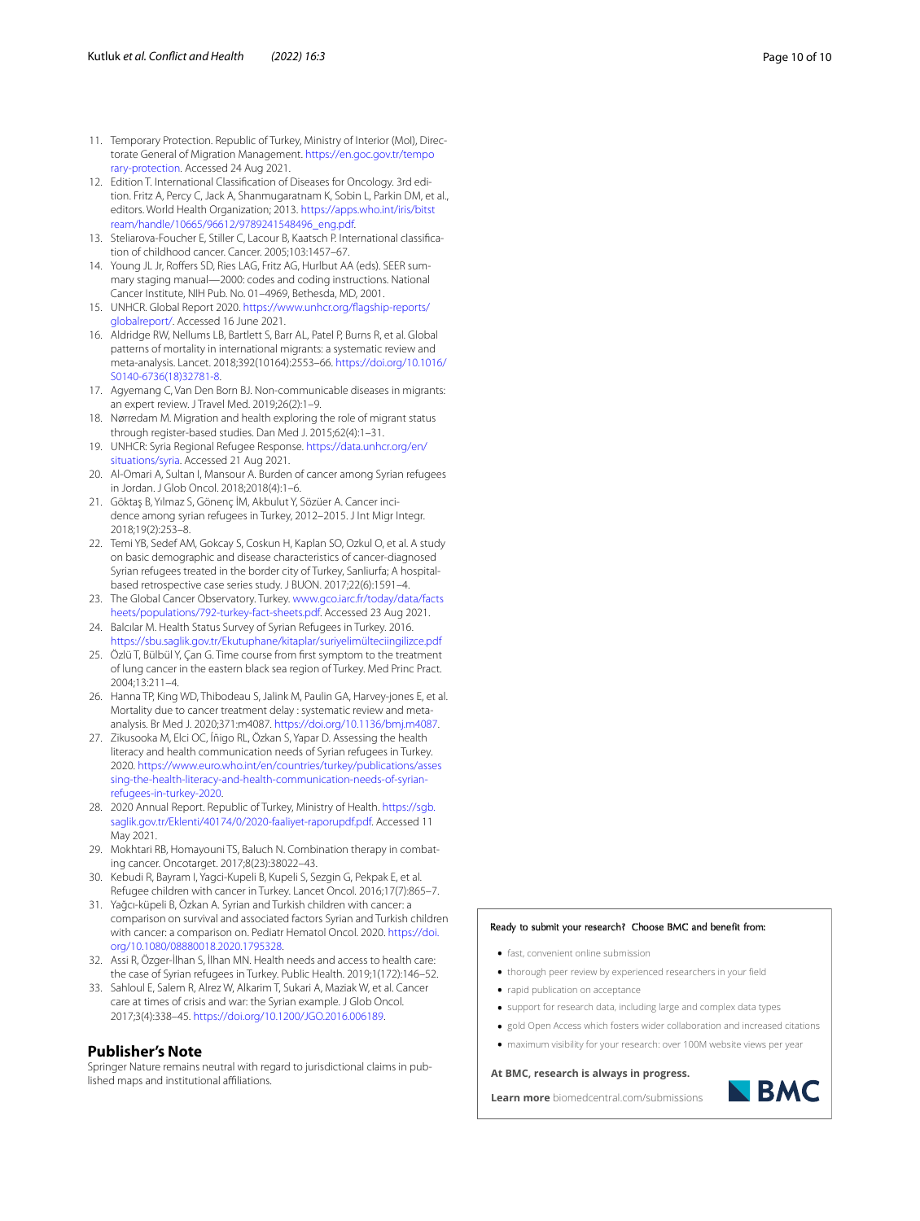11. Temporary Protection. Republic of Turkey, Ministry of Interior (MoI), Directorate General of Migration Management. https://en.goc.gov.tr/temporary-protection. Accessed 24 Aug 2021.
12. Edition T. International Classification of Diseases for Oncology. 3rd edition. Fritz A, Percy C, Jack A, Shanmugaratnam K, Sobin L, Parkin DM, et al., editors. World Health Organization; 2013. https://apps.who.int/iris/bitstream/handle/10665/96612/9789241548496_eng.pdf.
13. Steliarova-Foucher E, Stiller C, Lacour B, Kaatsch P. International classification of childhood cancer. Cancer. 2005;103:1457–67.
14. Young JL Jr, Roffers SD, Ries LAG, Fritz AG, Hurlbut AA (eds). SEER summary staging manual—2000: codes and coding instructions. National Cancer Institute, NIH Pub. No. 01–4969, Bethesda, MD, 2001.
15. UNHCR. Global Report 2020. https://www.unhcr.org/flagship-reports/globalreport/. Accessed 16 June 2021.
16. Aldridge RW, Nellums LB, Bartlett S, Barr AL, Patel P, Burns R, et al. Global patterns of mortality in international migrants: a systematic review and meta-analysis. Lancet. 2018;392(10164):2553–66. https://doi.org/10.1016/S0140-6736(18)32781-8.
17. Agyemang C, Van Den Born BJ. Non-communicable diseases in migrants: an expert review. J Travel Med. 2019;26(2):1–9.
18. Nørredam M. Migration and health exploring the role of migrant status through register-based studies. Dan Med J. 2015;62(4):1–31.
19. UNHCR: Syria Regional Refugee Response. https://data.unhcr.org/en/situations/syria. Accessed 21 Aug 2021.
20. Al-Omari A, Sultan I, Mansour A. Burden of cancer among Syrian refugees in Jordan. J Glob Oncol. 2018;2018(4):1–6.
21. Göktaş B, Yılmaz S, Gönenç İM, Akbulut Y, Sözüer A. Cancer incidence among syrian refugees in Turkey, 2012–2015. J Int Migr Integr. 2018;19(2):253–8.
22. Temi YB, Sedef AM, Gokcay S, Coskun H, Kaplan SO, Ozkul O, et al. A study on basic demographic and disease characteristics of cancer-diagnosed Syrian refugees treated in the border city of Turkey, Sanliurfa; A hospital-based retrospective case series study. J BUON. 2017;22(6):1591–4.
23. The Global Cancer Observatory. Turkey. www.gco.iarc.fr/today/data/factsheets/populations/792-turkey-fact-sheets.pdf. Accessed 23 Aug 2021.
24. Balcılar M. Health Status Survey of Syrian Refugees in Turkey. 2016. https://sbu.saglik.gov.tr/Ekutuphane/kitaplar/suriyelimülteciingilizce.pdf
25. Özlü T, Bülbül Y, Çan G. Time course from first symptom to the treatment of lung cancer in the eastern black sea region of Turkey. Med Princ Pract. 2004;13:211–4.
26. Hanna TP, King WD, Thibodeau S, Jalink M, Paulin GA, Harvey-jones E, et al. Mortality due to cancer treatment delay : systematic review and meta-analysis. Br Med J. 2020;371:m4087. https://doi.org/10.1136/bmj.m4087.
27. Zikusooka M, Elci OC, Íñigo RL, Özkan S, Yapar D. Assessing the health literacy and health communication needs of Syrian refugees in Turkey. 2020. https://www.euro.who.int/en/countries/turkey/publications/assessing-the-health-literacy-and-health-communication-needs-of-syrian-refugees-in-turkey-2020.
28. 2020 Annual Report. Republic of Turkey, Ministry of Health. https://sgb.saglik.gov.tr/Eklenti/40174/0/2020-faaliyet-raporupdf.pdf. Accessed 11 May 2021.
29. Mokhtari RB, Homayouni TS, Baluch N. Combination therapy in combating cancer. Oncotarget. 2017;8(23):38022–43.
30. Kebudi R, Bayram I, Yagci-Kupeli B, Kupeli S, Sezgin G, Pekpak E, et al. Refugee children with cancer in Turkey. Lancet Oncol. 2016;17(7):865–7.
31. Yağcı-küpeli B, Özkan A. Syrian and Turkish children with cancer: a comparison on survival and associated factors Syrian and Turkish children with cancer: a comparison on. Pediatr Hematol Oncol. 2020. https://doi.org/10.1080/08880018.2020.1795328.
32. Assi R, Özger-İlhan S, İlhan MN. Health needs and access to health care: the case of Syrian refugees in Turkey. Public Health. 2019;1(172):146–52.
33. Sahloul E, Salem R, Alrez W, Alkarim T, Sukari A, Maziak W, et al. Cancer care at times of crisis and war: the Syrian example. J Glob Oncol. 2017;3(4):338–45. https://doi.org/10.1200/JGO.2016.006189.

## Publisher's Note

Springer Nature remains neutral with regard to jurisdictional claims in published maps and institutional affiliations.

Ready to submit your research? Choose BMC and benefit from:

- fast, convenient online submission
- thorough peer review by experienced researchers in your field
- rapid publication on acceptance
- support for research data, including large and complex data types
- gold Open Access which fosters wider collaboration and increased citations
- maximum visibility for your research: over 100M website views per year

**At BMC, research is always in progress.**

**Learn more** biomedcentral.com/submissions

BMC